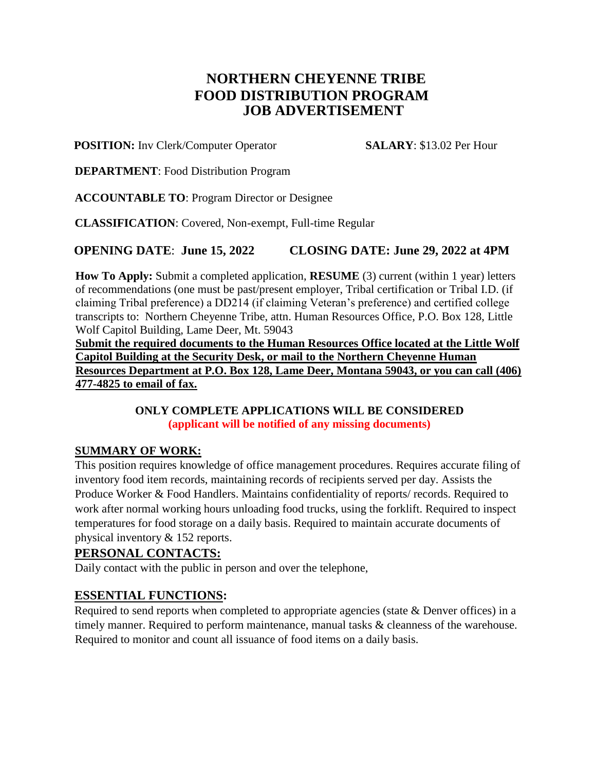# NORTHERN CHEYENNE TRIBE
# FOOD DISTRIBUTION PROGRAM
# JOB ADVERTISEMENT

**POSITION:** Inv Clerk/Computer Operator **SALARY**: $13.02 Per Hour

**DEPARTMENT**: Food Distribution Program

**ACCOUNTABLE TO**: Program Director or Designee

**CLASSIFICATION**: Covered, Non-exempt, Full-time Regular

**OPENING DATE**: **June 15, 2022** **CLOSING DATE: June 29, 2022 at 4PM**

**How To Apply:** Submit a completed application, **RESUME** (3) current (within 1 year) letters of recommendations (one must be past/present employer, Tribal certification or Tribal I.D. (if claiming Tribal preference) a DD214 (if claiming Veteran's preference) and certified college transcripts to: Northern Cheyenne Tribe, attn. Human Resources Office, P.O. Box 128, Little Wolf Capitol Building, Lame Deer, Mt. 59043

**Submit the required documents to the Human Resources Office located at the Little Wolf Capitol Building at the Security Desk, or mail to the Northern Cheyenne Human Resources Department at P.O. Box 128, Lame Deer, Montana 59043, or you can call (406) 477-4825 to email of fax.**

**ONLY COMPLETE APPLICATIONS WILL BE CONSIDERED**
**(applicant will be notified of any missing documents)**

## SUMMARY OF WORK:

This position requires knowledge of office management procedures. Requires accurate filing of inventory food item records, maintaining records of recipients served per day. Assists the Produce Worker & Food Handlers. Maintains confidentiality of reports/ records. Required to work after normal working hours unloading food trucks, using the forklift. Required to inspect temperatures for food storage on a daily basis. Required to maintain accurate documents of physical inventory & 152 reports.

## PERSONAL CONTACTS:

Daily contact with the public in person and over the telephone,

## ESSENTIAL FUNCTIONS:

Required to send reports when completed to appropriate agencies (state & Denver offices) in a timely manner. Required to perform maintenance, manual tasks & cleanness of the warehouse. Required to monitor and count all issuance of food items on a daily basis.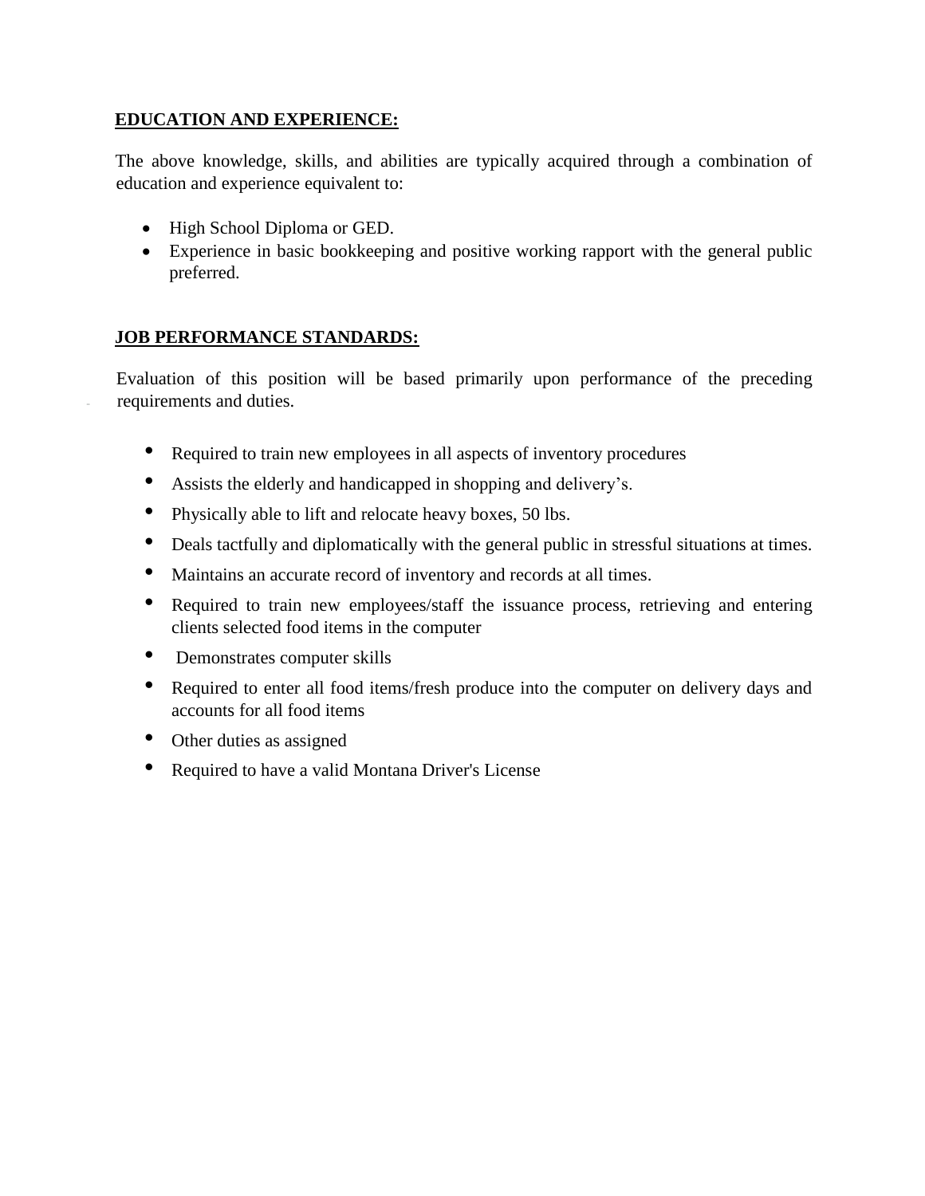## EDUCATION AND EXPERIENCE:

The above knowledge, skills, and abilities are typically acquired through a combination of education and experience equivalent to:

- High School Diploma or GED.
- Experience in basic bookkeeping and positive working rapport with the general public preferred.

## JOB PERFORMANCE STANDARDS:

Evaluation of this position will be based primarily upon performance of the preceding requirements and duties.

- Required to train new employees in all aspects of inventory procedures
- Assists the elderly and handicapped in shopping and delivery's.
- Physically able to lift and relocate heavy boxes, 50 lbs.
- Deals tactfully and diplomatically with the general public in stressful situations at times.
- Maintains an accurate record of inventory and records at all times.
- Required to train new employees/staff the issuance process, retrieving and entering clients selected food items in the computer
- Demonstrates computer skills
- Required to enter all food items/fresh produce into the computer on delivery days and accounts for all food items
- Other duties as assigned
- Required to have a valid Montana Driver's License